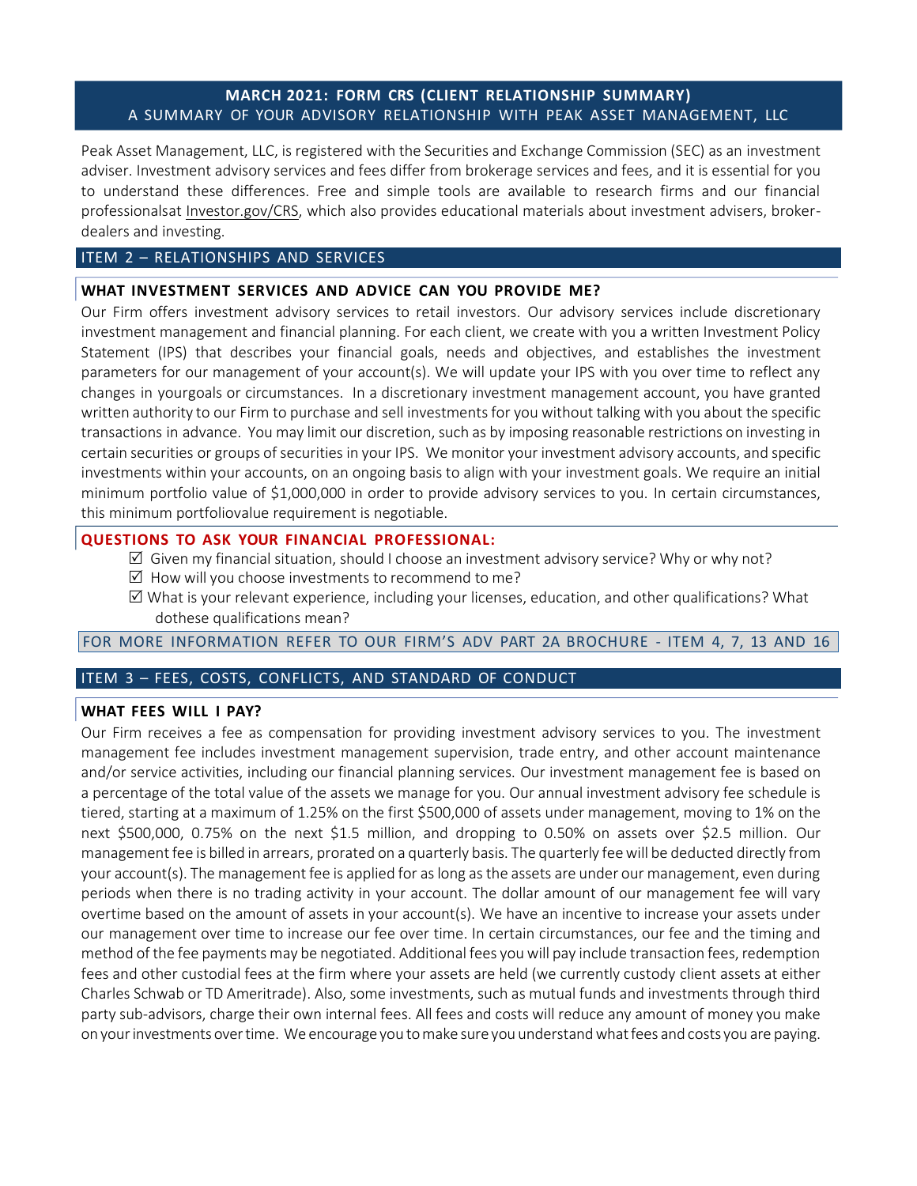## MARCH 2021: FORM CRS (CLIENT RELATIONSHIP SUMMARY)
A SUMMARY OF YOUR ADVISORY RELATIONSHIP WITH PEAK ASSET MANAGEMENT, LLC

Peak Asset Management, LLC, is registered with the Securities and Exchange Commission (SEC) as an investment adviser. Investment advisory services and fees differ from brokerage services and fees, and it is essential for you to understand these differences. Free and simple tools are available to research firms and our financial professionalsat Investor.gov/CRS, which also provides educational materials about investment advisers, broker-dealers and investing.

## ITEM 2 – RELATIONSHIPS AND SERVICES

### WHAT INVESTMENT SERVICES AND ADVICE CAN YOU PROVIDE ME?

Our Firm offers investment advisory services to retail investors. Our advisory services include discretionary investment management and financial planning. For each client, we create with you a written Investment Policy Statement (IPS) that describes your financial goals, needs and objectives, and establishes the investment parameters for our management of your account(s). We will update your IPS with you over time to reflect any changes in yourgoals or circumstances. In a discretionary investment management account, you have granted written authority to our Firm to purchase and sell investments for you without talking with you about the specific transactions in advance. You may limit our discretion, such as by imposing reasonable restrictions on investing in certain securities or groups of securities in your IPS. We monitor your investment advisory accounts, and specific investments within your accounts, on an ongoing basis to align with your investment goals. We require an initial minimum portfolio value of $1,000,000 in order to provide advisory services to you. In certain circumstances, this minimum portfoliovalue requirement is negotiable.

### QUESTIONS TO ASK YOUR FINANCIAL PROFESSIONAL:

- ☑ Given my financial situation, should I choose an investment advisory service? Why or why not?
- ☑ How will you choose investments to recommend to me?
- ☑ What is your relevant experience, including your licenses, education, and other qualifications? What dothese qualifications mean?

FOR MORE INFORMATION REFER TO OUR FIRM'S ADV PART 2A BROCHURE - ITEM 4, 7, 13 AND 16

## ITEM 3 – FEES, COSTS, CONFLICTS, AND STANDARD OF CONDUCT

### WHAT FEES WILL I PAY?

Our Firm receives a fee as compensation for providing investment advisory services to you. The investment management fee includes investment management supervision, trade entry, and other account maintenance and/or service activities, including our financial planning services. Our investment management fee is based on a percentage of the total value of the assets we manage for you. Our annual investment advisory fee schedule is tiered, starting at a maximum of 1.25% on the first $500,000 of assets under management, moving to 1% on the next $500,000, 0.75% on the next $1.5 million, and dropping to 0.50% on assets over $2.5 million. Our management fee is billed in arrears, prorated on a quarterly basis. The quarterly fee will be deducted directly from your account(s). The management fee is applied for as long as the assets are under our management, even during periods when there is no trading activity in your account. The dollar amount of our management fee will vary overtime based on the amount of assets in your account(s). We have an incentive to increase your assets under our management over time to increase our fee over time. In certain circumstances, our fee and the timing and method of the fee payments may be negotiated. Additional fees you will pay include transaction fees, redemption fees and other custodial fees at the firm where your assets are held (we currently custody client assets at either Charles Schwab or TD Ameritrade). Also, some investments, such as mutual funds and investments through third party sub-advisors, charge their own internal fees. All fees and costs will reduce any amount of money you make on your investments over time. We encourage you to make sure you understand what fees and costs you are paying.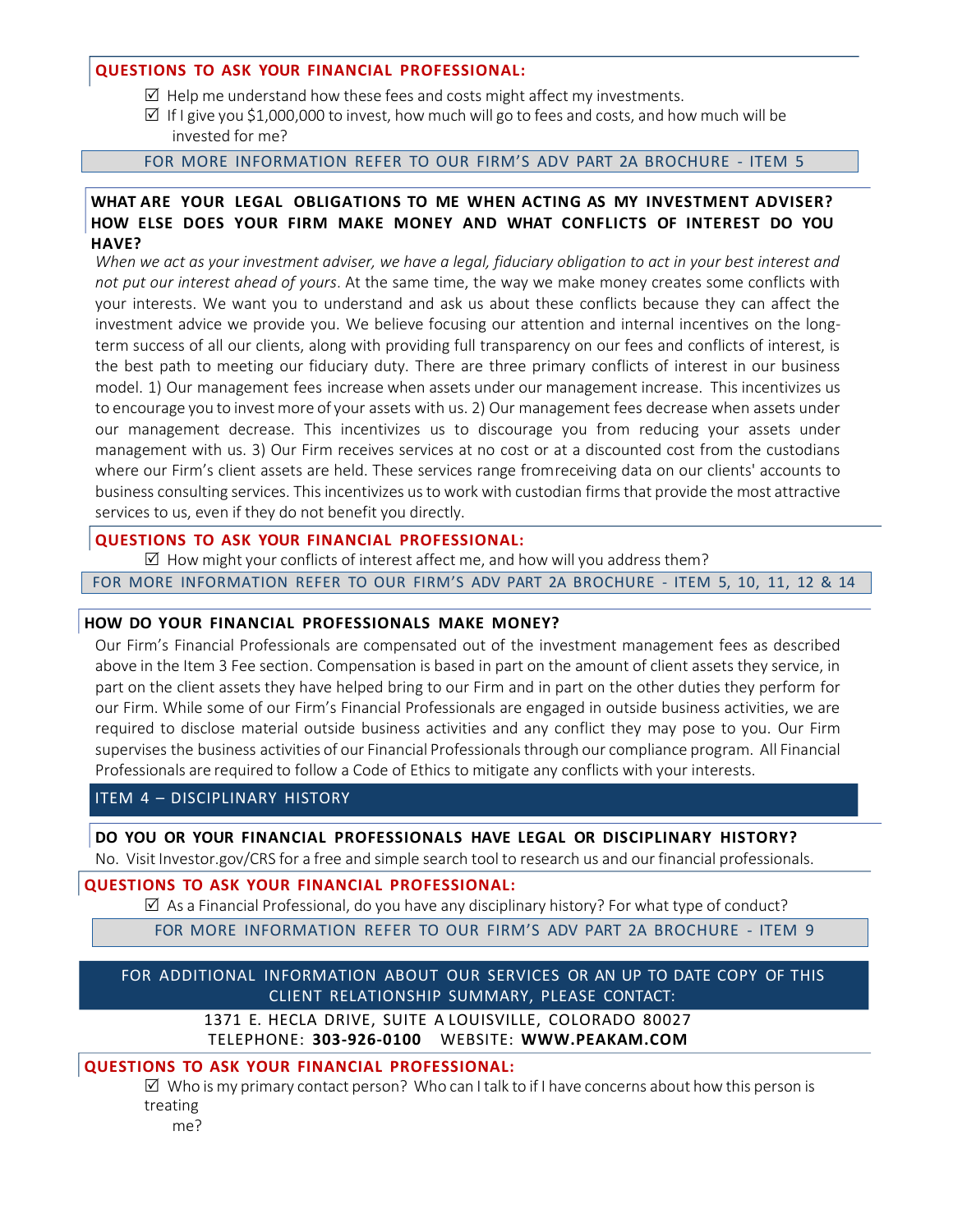**QUESTIONS TO ASK YOUR FINANCIAL PROFESSIONAL:**

- ☑ Help me understand how these fees and costs might affect my investments.
- ☑ If I give you $1,000,000 to invest, how much will go to fees and costs, and how much will be invested for me?

FOR MORE INFORMATION REFER TO OUR FIRM'S ADV PART 2A BROCHURE - ITEM 5

**WHAT ARE YOUR LEGAL OBLIGATIONS TO ME WHEN ACTING AS MY INVESTMENT ADVISER? HOW ELSE DOES YOUR FIRM MAKE MONEY AND WHAT CONFLICTS OF INTEREST DO YOU HAVE?**

*When we act as your investment adviser, we have a legal, fiduciary obligation to act in your best interest and not put our interest ahead of yours*. At the same time, the way we make money creates some conflicts with your interests. We want you to understand and ask us about these conflicts because they can affect the investment advice we provide you. We believe focusing our attention and internal incentives on the long-term success of all our clients, along with providing full transparency on our fees and conflicts of interest, is the best path to meeting our fiduciary duty. There are three primary conflicts of interest in our business model. 1) Our management fees increase when assets under our management increase. This incentivizes us to encourage you to invest more of your assets with us. 2) Our management fees decrease when assets under our management decrease. This incentivizes us to discourage you from reducing your assets under management with us. 3) Our Firm receives services at no cost or at a discounted cost from the custodians where our Firm's client assets are held. These services range fromreceiving data on our clients' accounts to business consulting services. This incentivizes us to work with custodian firms that provide the most attractive services to us, even if they do not benefit you directly.

**QUESTIONS TO ASK YOUR FINANCIAL PROFESSIONAL:**

- ☑ How might your conflicts of interest affect me, and how will you address them?

FOR MORE INFORMATION REFER TO OUR FIRM'S ADV PART 2A BROCHURE - ITEM 5, 10, 11, 12 & 14

**HOW DO YOUR FINANCIAL PROFESSIONALS MAKE MONEY?**

Our Firm's Financial Professionals are compensated out of the investment management fees as described above in the Item 3 Fee section. Compensation is based in part on the amount of client assets they service, in part on the client assets they have helped bring to our Firm and in part on the other duties they perform for our Firm. While some of our Firm's Financial Professionals are engaged in outside business activities, we are required to disclose material outside business activities and any conflict they may pose to you. Our Firm supervises the business activities of our Financial Professionals through our compliance program. All Financial Professionals are required to follow a Code of Ethics to mitigate any conflicts with your interests.

## ITEM 4 – DISCIPLINARY HISTORY

**DO YOU OR YOUR FINANCIAL PROFESSIONALS HAVE LEGAL OR DISCIPLINARY HISTORY?**

No. Visit Investor.gov/CRS for a free and simple search tool to research us and our financial professionals.

**QUESTIONS TO ASK YOUR FINANCIAL PROFESSIONAL:**

- ☑ As a Financial Professional, do you have any disciplinary history? For what type of conduct?

FOR MORE INFORMATION REFER TO OUR FIRM'S ADV PART 2A BROCHURE - ITEM 9

FOR ADDITIONAL INFORMATION ABOUT OUR SERVICES OR AN UP TO DATE COPY OF THIS CLIENT RELATIONSHIP SUMMARY, PLEASE CONTACT:

1371 E. HECLA DRIVE, SUITE A LOUISVILLE, COLORADO 80027
TELEPHONE: **303-926-0100** WEBSITE: **WWW.PEAKAM.COM**

**QUESTIONS TO ASK YOUR FINANCIAL PROFESSIONAL:**

- ☑ Who is my primary contact person? Who can I talk to if I have concerns about how this person is treating me?